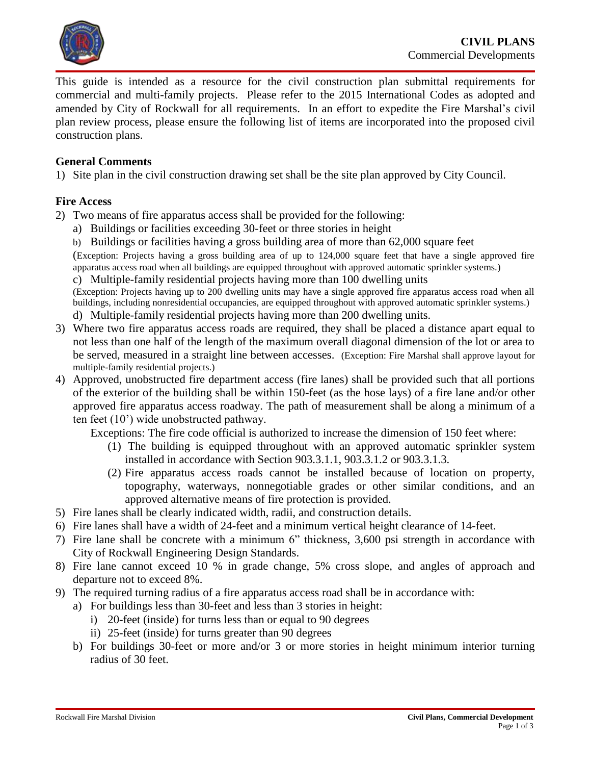# CIVIL PLANS

Commercial Developments

This guide is intended as a resource for the civil construction plan submittal requirements for commercial and multi-family projects. Please refer to the 2015 International Codes as adopted and amended by City of Rockwall for all requirements. In an effort to expedite the Fire Marshal's civil plan review process, please ensure the following list of items are incorporated into the proposed civil construction plans.

## General Comments

1) Site plan in the civil construction drawing set shall be the site plan approved by City Council.

## Fire Access

2) Two means of fire apparatus access shall be provided for the following:
   a) Buildings or facilities exceeding 30-feet or three stories in height
   b) Buildings or facilities having a gross building area of more than 62,000 square feet
   (Exception: Projects having a gross building area of up to 124,000 square feet that have a single approved fire apparatus access road when all buildings are equipped throughout with approved automatic sprinkler systems.)
   c) Multiple-family residential projects having more than 100 dwelling units
   (Exception: Projects having up to 200 dwelling units may have a single approved fire apparatus access road when all buildings, including nonresidential occupancies, are equipped throughout with approved automatic sprinkler systems.)
   d) Multiple-family residential projects having more than 200 dwelling units.
3) Where two fire apparatus access roads are required, they shall be placed a distance apart equal to not less than one half of the length of the maximum overall diagonal dimension of the lot or area to be served, measured in a straight line between accesses. (Exception: Fire Marshal shall approve layout for multiple-family residential projects.)
4) Approved, unobstructed fire department access (fire lanes) shall be provided such that all portions of the exterior of the building shall be within 150-feet (as the hose lays) of a fire lane and/or other approved fire apparatus access roadway. The path of measurement shall be along a minimum of a ten feet (10') wide unobstructed pathway.

   Exceptions: The fire code official is authorized to increase the dimension of 150 feet where:
   (1) The building is equipped throughout with an approved automatic sprinkler system installed in accordance with Section 903.3.1.1, 903.3.1.2 or 903.3.1.3.
   (2) Fire apparatus access roads cannot be installed because of location on property, topography, waterways, nonnegotiable grades or other similar conditions, and an approved alternative means of fire protection is provided.
5) Fire lanes shall be clearly indicated width, radii, and construction details.
6) Fire lanes shall have a width of 24-feet and a minimum vertical height clearance of 14-feet.
7) Fire lane shall be concrete with a minimum 6" thickness, 3,600 psi strength in accordance with City of Rockwall Engineering Design Standards.
8) Fire lane cannot exceed 10 % in grade change, 5% cross slope, and angles of approach and departure not to exceed 8%.
9) The required turning radius of a fire apparatus access road shall be in accordance with:
   a) For buildings less than 30-feet and less than 3 stories in height:
      i) 20-feet (inside) for turns less than or equal to 90 degrees
      ii) 25-feet (inside) for turns greater than 90 degrees
   b) For buildings 30-feet or more and/or 3 or more stories in height minimum interior turning radius of 30 feet.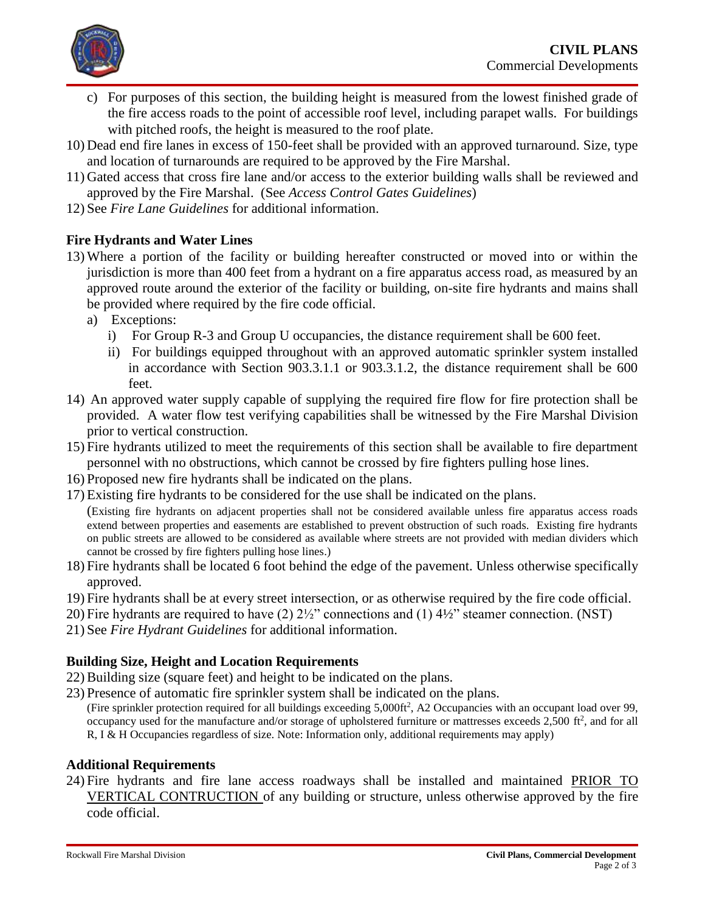c) For purposes of this section, the building height is measured from the lowest finished grade of the fire access roads to the point of accessible roof level, including parapet walls. For buildings with pitched roofs, the height is measured to the roof plate.

10) Dead end fire lanes in excess of 150-feet shall be provided with an approved turnaround. Size, type and location of turnarounds are required to be approved by the Fire Marshal.

11) Gated access that cross fire lane and/or access to the exterior building walls shall be reviewed and approved by the Fire Marshal. (See *Access Control Gates Guidelines*)

12) See *Fire Lane Guidelines* for additional information.

### Fire Hydrants and Water Lines

13) Where a portion of the facility or building hereafter constructed or moved into or within the jurisdiction is more than 400 feet from a hydrant on a fire apparatus access road, as measured by an approved route around the exterior of the facility or building, on-site fire hydrants and mains shall be provided where required by the fire code official.
    - a) Exceptions:
        - i) For Group R-3 and Group U occupancies, the distance requirement shall be 600 feet.
        - ii) For buildings equipped throughout with an approved automatic sprinkler system installed in accordance with Section 903.3.1.1 or 903.3.1.2, the distance requirement shall be 600 feet.

14) An approved water supply capable of supplying the required fire flow for fire protection shall be provided. A water flow test verifying capabilities shall be witnessed by the Fire Marshal Division prior to vertical construction.

15) Fire hydrants utilized to meet the requirements of this section shall be available to fire department personnel with no obstructions, which cannot be crossed by fire fighters pulling hose lines.

16) Proposed new fire hydrants shall be indicated on the plans.

17) Existing fire hydrants to be considered for the use shall be indicated on the plans.
    (Existing fire hydrants on adjacent properties shall not be considered available unless fire apparatus access roads extend between properties and easements are established to prevent obstruction of such roads. Existing fire hydrants on public streets are allowed to be considered as available where streets are not provided with median dividers which cannot be crossed by fire fighters pulling hose lines.)

18) Fire hydrants shall be located 6 foot behind the edge of the pavement. Unless otherwise specifically approved.

19) Fire hydrants shall be at every street intersection, or as otherwise required by the fire code official.

20) Fire hydrants are required to have (2) 2½" connections and (1) 4½" steamer connection. (NST)

21) See *Fire Hydrant Guidelines* for additional information.

### Building Size, Height and Location Requirements

22) Building size (square feet) and height to be indicated on the plans.

23) Presence of automatic fire sprinkler system shall be indicated on the plans.
    (Fire sprinkler protection required for all buildings exceeding 5,000ft$^2$, A2 Occupancies with an occupant load over 99, occupancy used for the manufacture and/or storage of upholstered furniture or mattresses exceeds 2,500 ft$^2$, and for all R, I & H Occupancies regardless of size. Note: Information only, additional requirements may apply)

### Additional Requirements

24) Fire hydrants and fire lane access roadways shall be installed and maintained PRIOR TO VERTICAL CONTRUCTION of any building or structure, unless otherwise approved by the fire code official.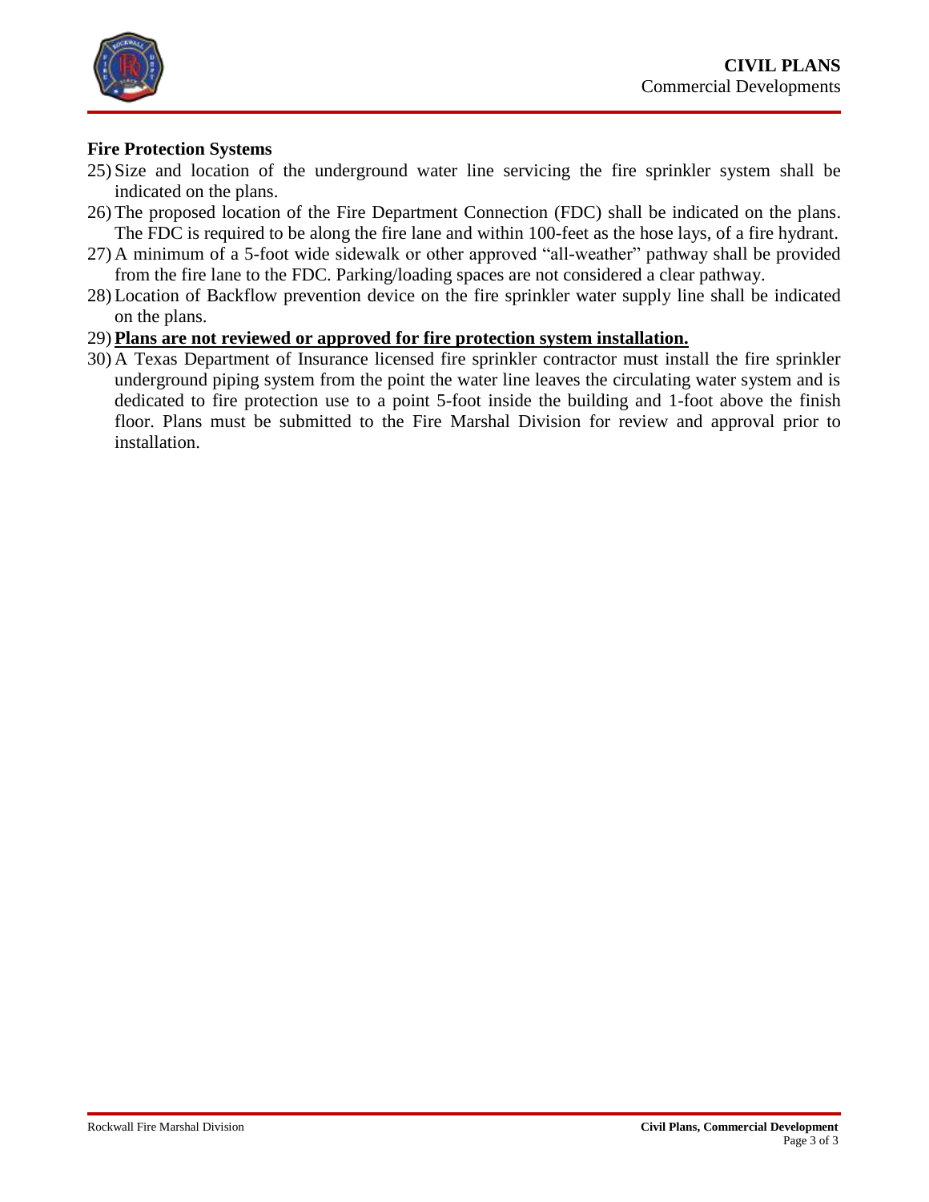**Fire Protection Systems**

25) Size and location of the underground water line servicing the fire sprinkler system shall be indicated on the plans.
26) The proposed location of the Fire Department Connection (FDC) shall be indicated on the plans. The FDC is required to be along the fire lane and within 100-feet as the hose lays, of a fire hydrant.
27) A minimum of a 5-foot wide sidewalk or other approved "all-weather" pathway shall be provided from the fire lane to the FDC. Parking/loading spaces are not considered a clear pathway.
28) Location of Backflow prevention device on the fire sprinkler water supply line shall be indicated on the plans.
29) **<u>Plans are not reviewed or approved for fire protection system installation.</u>**
30) A Texas Department of Insurance licensed fire sprinkler contractor must install the fire sprinkler underground piping system from the point the water line leaves the circulating water system and is dedicated to fire protection use to a point 5-foot inside the building and 1-foot above the finish floor. Plans must be submitted to the Fire Marshal Division for review and approval prior to installation.